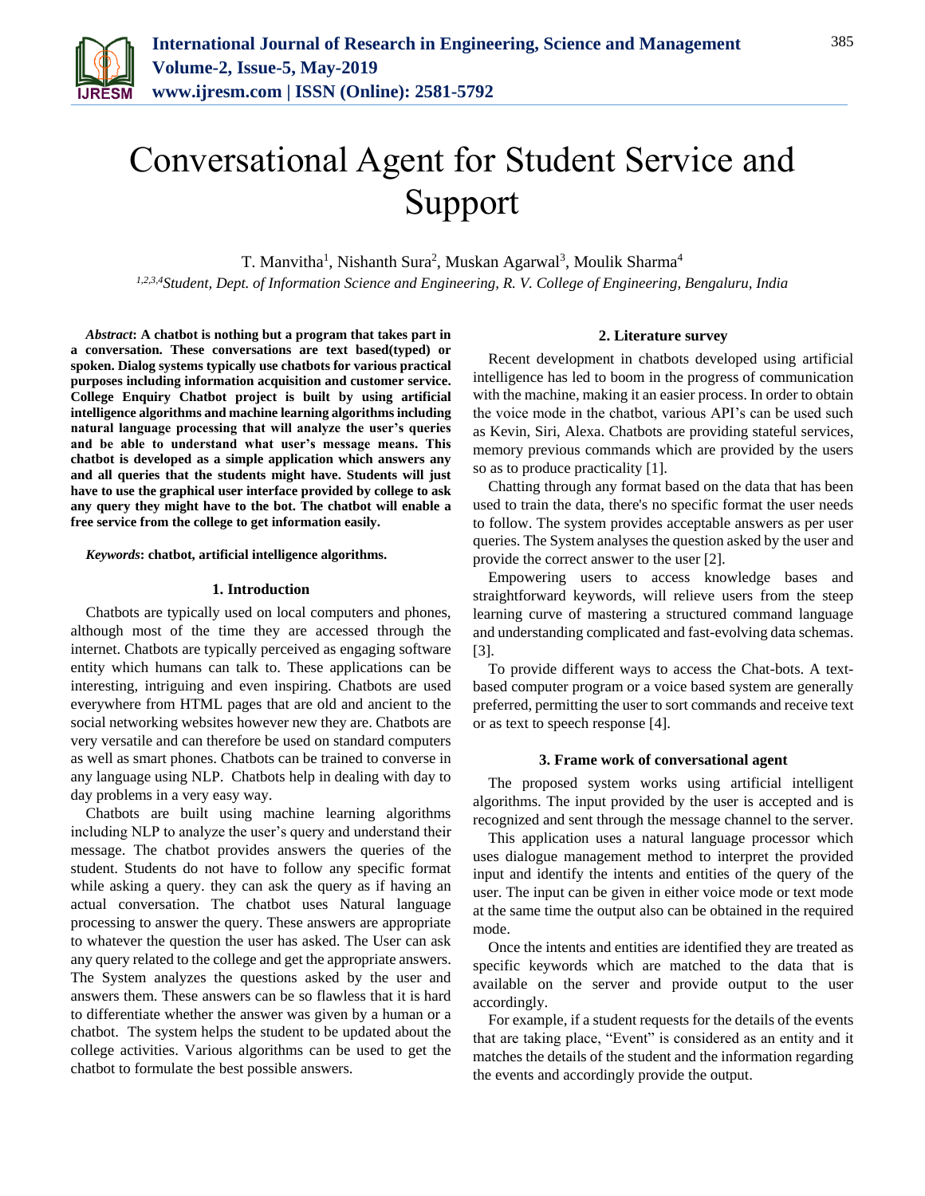# Conversational Agent for Student Service and Support

T. Manvitha[1], Nishanth Sura[2], Muskan Agarwal[3], Moulik Sharma[4]

[1,2,3,4]*Student, Dept. of Information Science and Engineering, R. V. College of Engineering, Bengaluru, India*

***Abstract*: A chatbot is nothing but a program that takes part in a conversation. These conversations are text based(typed) or spoken. Dialog systems typically use chatbots for various practical purposes including information acquisition and customer service. College Enquiry Chatbot project is built by using artificial intelligence algorithms and machine learning algorithms including natural language processing that will analyze the user's queries and be able to understand what user's message means. This chatbot is developed as a simple application which answers any and all queries that the students might have. Students will just have to use the graphical user interface provided by college to ask any query they might have to the bot. The chatbot will enable a free service from the college to get information easily.**

***Keywords*: chatbot, artificial intelligence algorithms.**

## 1. Introduction

Chatbots are typically used on local computers and phones, although most of the time they are accessed through the internet. Chatbots are typically perceived as engaging software entity which humans can talk to. These applications can be interesting, intriguing and even inspiring. Chatbots are used everywhere from HTML pages that are old and ancient to the social networking websites however new they are. Chatbots are very versatile and can therefore be used on standard computers as well as smart phones. Chatbots can be trained to converse in any language using NLP. Chatbots help in dealing with day to day problems in a very easy way.

Chatbots are built using machine learning algorithms including NLP to analyze the user's query and understand their message. The chatbot provides answers the queries of the student. Students do not have to follow any specific format while asking a query. they can ask the query as if having an actual conversation. The chatbot uses Natural language processing to answer the query. These answers are appropriate to whatever the question the user has asked. The User can ask any query related to the college and get the appropriate answers. The System analyzes the questions asked by the user and answers them. These answers can be so flawless that it is hard to differentiate whether the answer was given by a human or a chatbot. The system helps the student to be updated about the college activities. Various algorithms can be used to get the chatbot to formulate the best possible answers.

## 2. Literature survey

Recent development in chatbots developed using artificial intelligence has led to boom in the progress of communication with the machine, making it an easier process. In order to obtain the voice mode in the chatbot, various API's can be used such as Kevin, Siri, Alexa. Chatbots are providing stateful services, memory previous commands which are provided by the users so as to produce practicality [1].

Chatting through any format based on the data that has been used to train the data, there's no specific format the user needs to follow. The system provides acceptable answers as per user queries. The System analyses the question asked by the user and provide the correct answer to the user [2].

Empowering users to access knowledge bases and straightforward keywords, will relieve users from the steep learning curve of mastering a structured command language and understanding complicated and fast-evolving data schemas. [3].

To provide different ways to access the Chat-bots. A text-based computer program or a voice based system are generally preferred, permitting the user to sort commands and receive text or as text to speech response [4].

## 3. Frame work of conversational agent

The proposed system works using artificial intelligent algorithms. The input provided by the user is accepted and is recognized and sent through the message channel to the server.

This application uses a natural language processor which uses dialogue management method to interpret the provided input and identify the intents and entities of the query of the user. The input can be given in either voice mode or text mode at the same time the output also can be obtained in the required mode.

Once the intents and entities are identified they are treated as specific keywords which are matched to the data that is available on the server and provide output to the user accordingly.

For example, if a student requests for the details of the events that are taking place, "Event" is considered as an entity and it matches the details of the student and the information regarding the events and accordingly provide the output.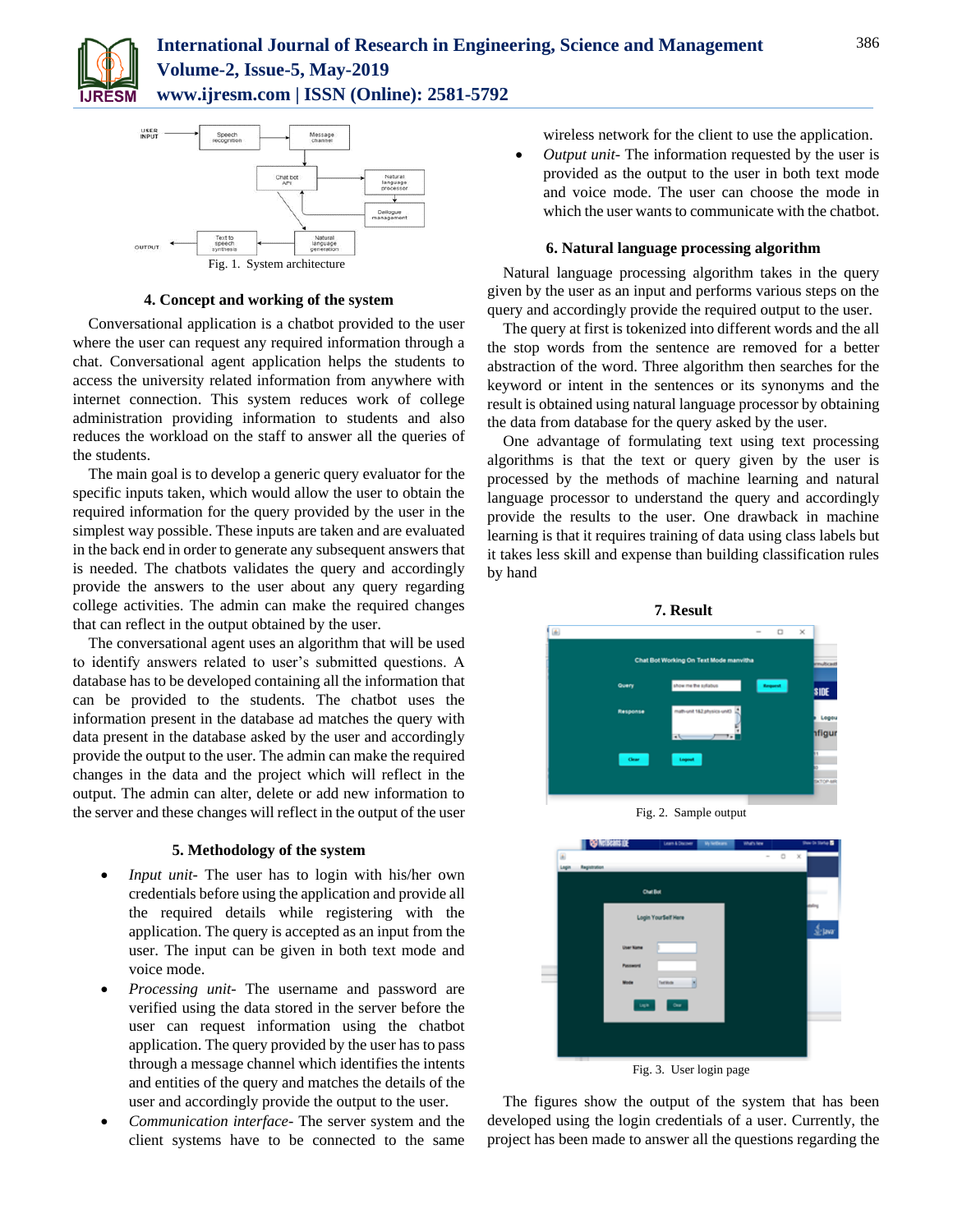Fig. 1. System architecture

## 4. Concept and working of the system

Conversational application is a chatbot provided to the user where the user can request any required information through a chat. Conversational agent application helps the students to access the university related information from anywhere with internet connection. This system reduces work of college administration providing information to students and also reduces the workload on the staff to answer all the queries of the students.

The main goal is to develop a generic query evaluator for the specific inputs taken, which would allow the user to obtain the required information for the query provided by the user in the simplest way possible. These inputs are taken and are evaluated in the back end in order to generate any subsequent answers that is needed. The chatbots validates the query and accordingly provide the answers to the user about any query regarding college activities. The admin can make the required changes that can reflect in the output obtained by the user.

The conversational agent uses an algorithm that will be used to identify answers related to user's submitted questions. A database has to be developed containing all the information that can be provided to the students. The chatbot uses the information present in the database ad matches the query with data present in the database asked by the user and accordingly provide the output to the user. The admin can make the required changes in the data and the project which will reflect in the output. The admin can alter, delete or add new information to the server and these changes will reflect in the output of the user

## 5. Methodology of the system

- *Input unit-* The user has to login with his/her own credentials before using the application and provide all the required details while registering with the application. The query is accepted as an input from the user. The input can be given in both text mode and voice mode.
- *Processing unit-* The username and password are verified using the data stored in the server before the user can request information using the chatbot application. The query provided by the user has to pass through a message channel which identifies the intents and entities of the query and matches the details of the user and accordingly provide the output to the user.
- *Communication interface-* The server system and the client systems have to be connected to the same wireless network for the client to use the application.
- *Output unit-* The information requested by the user is provided as the output to the user in both text mode and voice mode. The user can choose the mode in which the user wants to communicate with the chatbot.

## 6. Natural language processing algorithm

Natural language processing algorithm takes in the query given by the user as an input and performs various steps on the query and accordingly provide the required output to the user.

The query at first is tokenized into different words and the all the stop words from the sentence are removed for a better abstraction of the word. Three algorithm then searches for the keyword or intent in the sentences or its synonyms and the result is obtained using natural language processor by obtaining the data from database for the query asked by the user.

One advantage of formulating text using text processing algorithms is that the text or query given by the user is processed by the methods of machine learning and natural language processor to understand the query and accordingly provide the results to the user. One drawback in machine learning is that it requires training of data using class labels but it takes less skill and expense than building classification rules by hand

## 7. Result

Fig. 2. Sample output

Fig. 3. User login page

The figures show the output of the system that has been developed using the login credentials of a user. Currently, the project has been made to answer all the questions regarding the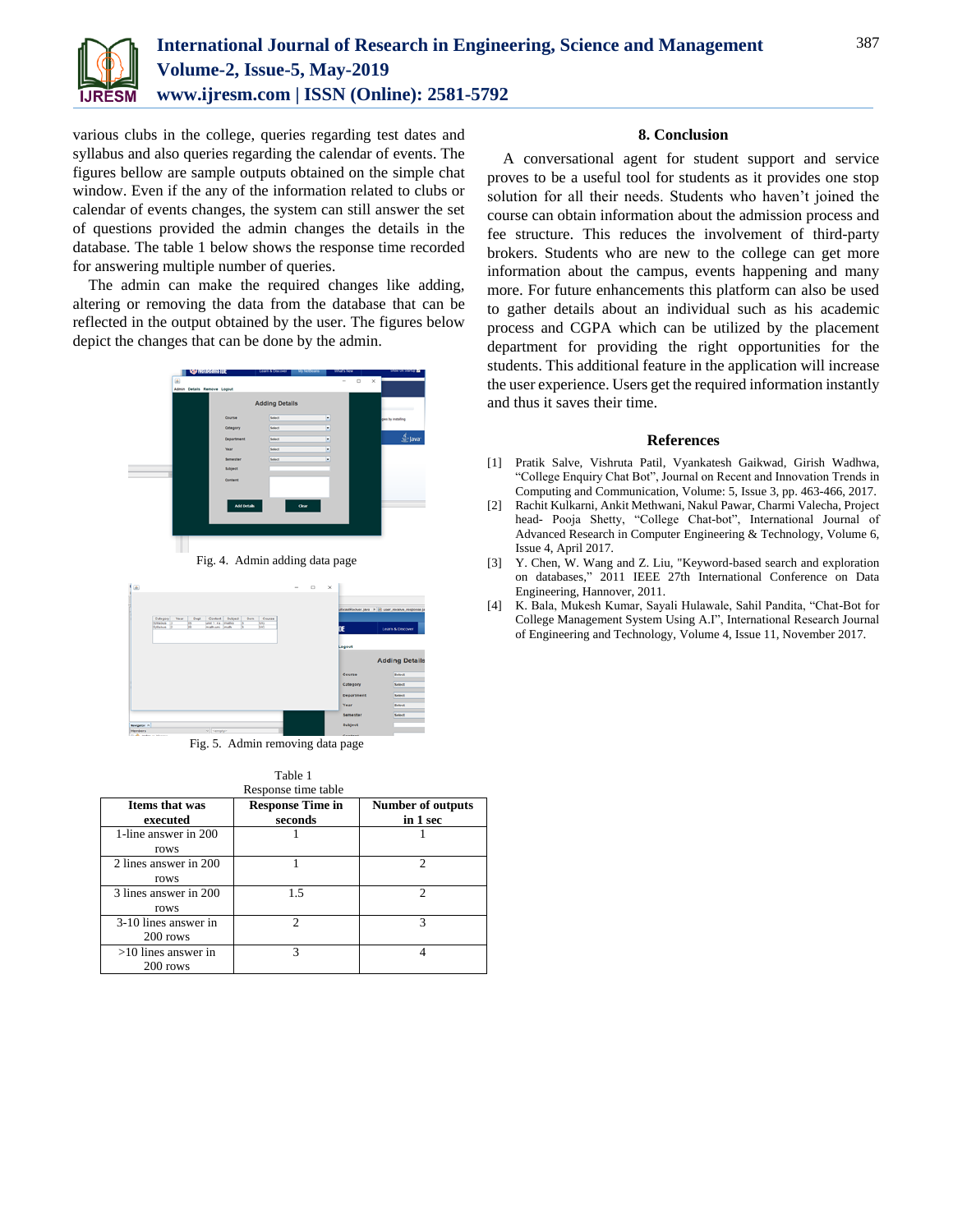various clubs in the college, queries regarding test dates and syllabus and also queries regarding the calendar of events. The figures bellow are sample outputs obtained on the simple chat window. Even if the any of the information related to clubs or calendar of events changes, the system can still answer the set of questions provided the admin changes the details in the database. The table 1 below shows the response time recorded for answering multiple number of queries.

The admin can make the required changes like adding, altering or removing the data from the database that can be reflected in the output obtained by the user. The figures below depict the changes that can be done by the admin.

Fig. 4. Admin adding data page

Fig. 5. Admin removing data page

Table 1
Response time table

| Items that was executed | Response Time in seconds | Number of outputs in 1 sec |
|---|---|---|
| 1-line answer in 200 rows | 1 | 1 |
| 2 lines answer in 200 rows | 1 | 2 |
| 3 lines answer in 200 rows | 1.5 | 2 |
| 3-10 lines answer in 200 rows | 2 | 3 |
| >10 lines answer in 200 rows | 3 | 4 |

## 8. Conclusion

A conversational agent for student support and service proves to be a useful tool for students as it provides one stop solution for all their needs. Students who haven't joined the course can obtain information about the admission process and fee structure. This reduces the involvement of third-party brokers. Students who are new to the college can get more information about the campus, events happening and many more. For future enhancements this platform can also be used to gather details about an individual such as his academic process and CGPA which can be utilized by the placement department for providing the right opportunities for the students. This additional feature in the application will increase the user experience. Users get the required information instantly and thus it saves their time.

## References

[1] Pratik Salve, Vishruta Patil, Vyankatesh Gaikwad, Girish Wadhwa, "College Enquiry Chat Bot", Journal on Recent and Innovation Trends in Computing and Communication, Volume: 5, Issue 3, pp. 463-466, 2017.

[2] Rachit Kulkarni, Ankit Methwani, Nakul Pawar, Charmi Valecha, Project head- Pooja Shetty, "College Chat-bot", International Journal of Advanced Research in Computer Engineering & Technology, Volume 6, Issue 4, April 2017.

[3] Y. Chen, W. Wang and Z. Liu, "Keyword-based search and exploration on databases," 2011 IEEE 27th International Conference on Data Engineering, Hannover, 2011.

[4] K. Bala, Mukesh Kumar, Sayali Hulawale, Sahil Pandita, "Chat-Bot for College Management System Using A.I", International Research Journal of Engineering and Technology, Volume 4, Issue 11, November 2017.